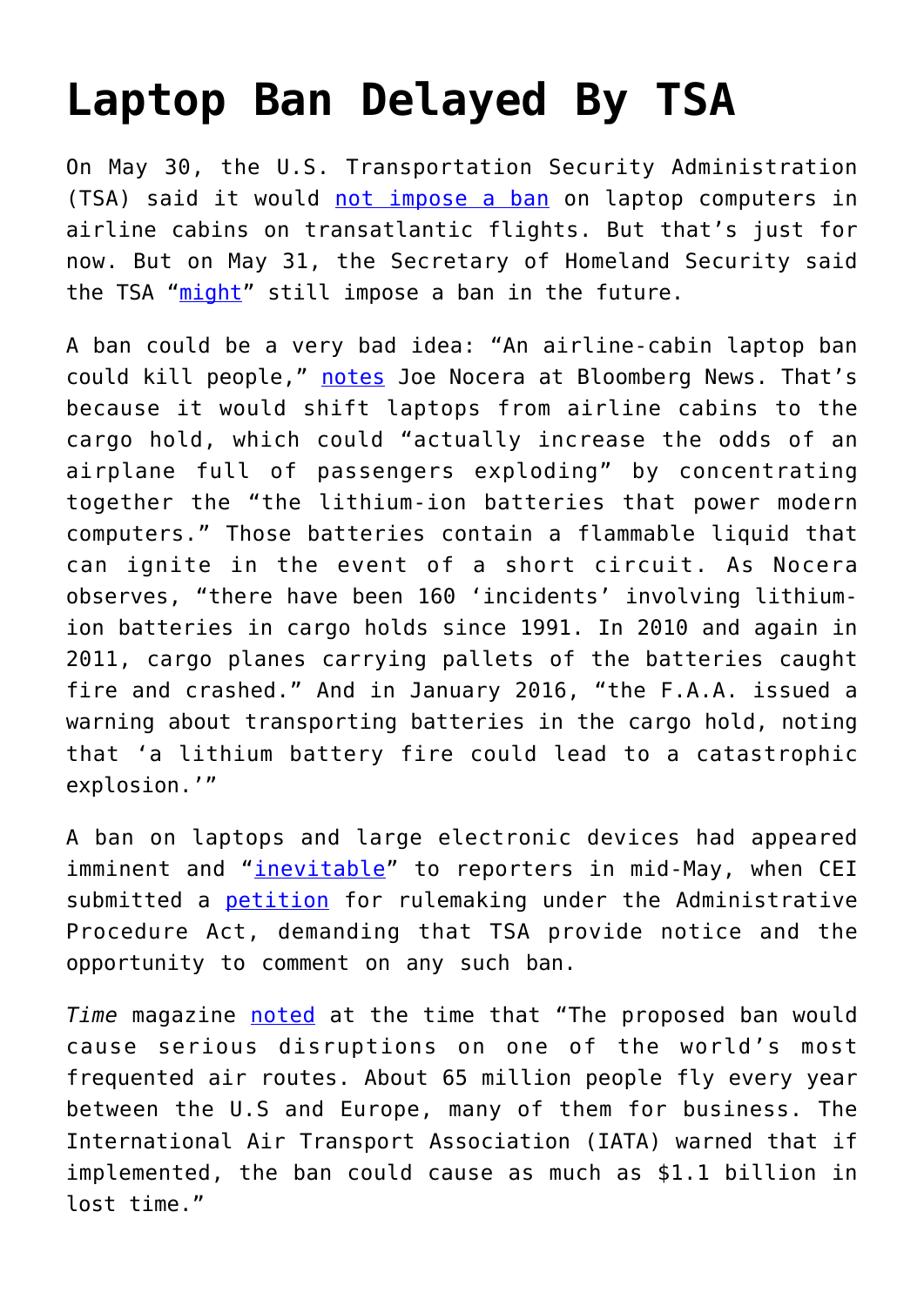# Laptop Ban Delayed By TSA

On May 30, the U.S. Transportation Security Administration (TSA) said it would not impose a ban on laptop computers in airline cabins on transatlantic flights. But that's just for now. But on May 31, the Secretary of Homeland Security said the TSA "might" still impose a ban in the future.

A ban could be a very bad idea: "An airline-cabin laptop ban could kill people," notes Joe Nocera at Bloomberg News. That's because it would shift laptops from airline cabins to the cargo hold, which could "actually increase the odds of an airplane full of passengers exploding" by concentrating together the "the lithium-ion batteries that power modern computers." Those batteries contain a flammable liquid that can ignite in the event of a short circuit. As Nocera observes, "there have been 160 'incidents' involving lithium-ion batteries in cargo holds since 1991. In 2010 and again in 2011, cargo planes carrying pallets of the batteries caught fire and crashed." And in January 2016, "the F.A.A. issued a warning about transporting batteries in the cargo hold, noting that 'a lithium battery fire could lead to a catastrophic explosion.'"

A ban on laptops and large electronic devices had appeared imminent and "inevitable" to reporters in mid-May, when CEI submitted a petition for rulemaking under the Administrative Procedure Act, demanding that TSA provide notice and the opportunity to comment on any such ban.

*Time* magazine noted at the time that "The proposed ban would cause serious disruptions on one of the world's most frequented air routes. About 65 million people fly every year between the U.S and Europe, many of them for business. The International Air Transport Association (IATA) warned that if implemented, the ban could cause as much as $1.1 billion in lost time."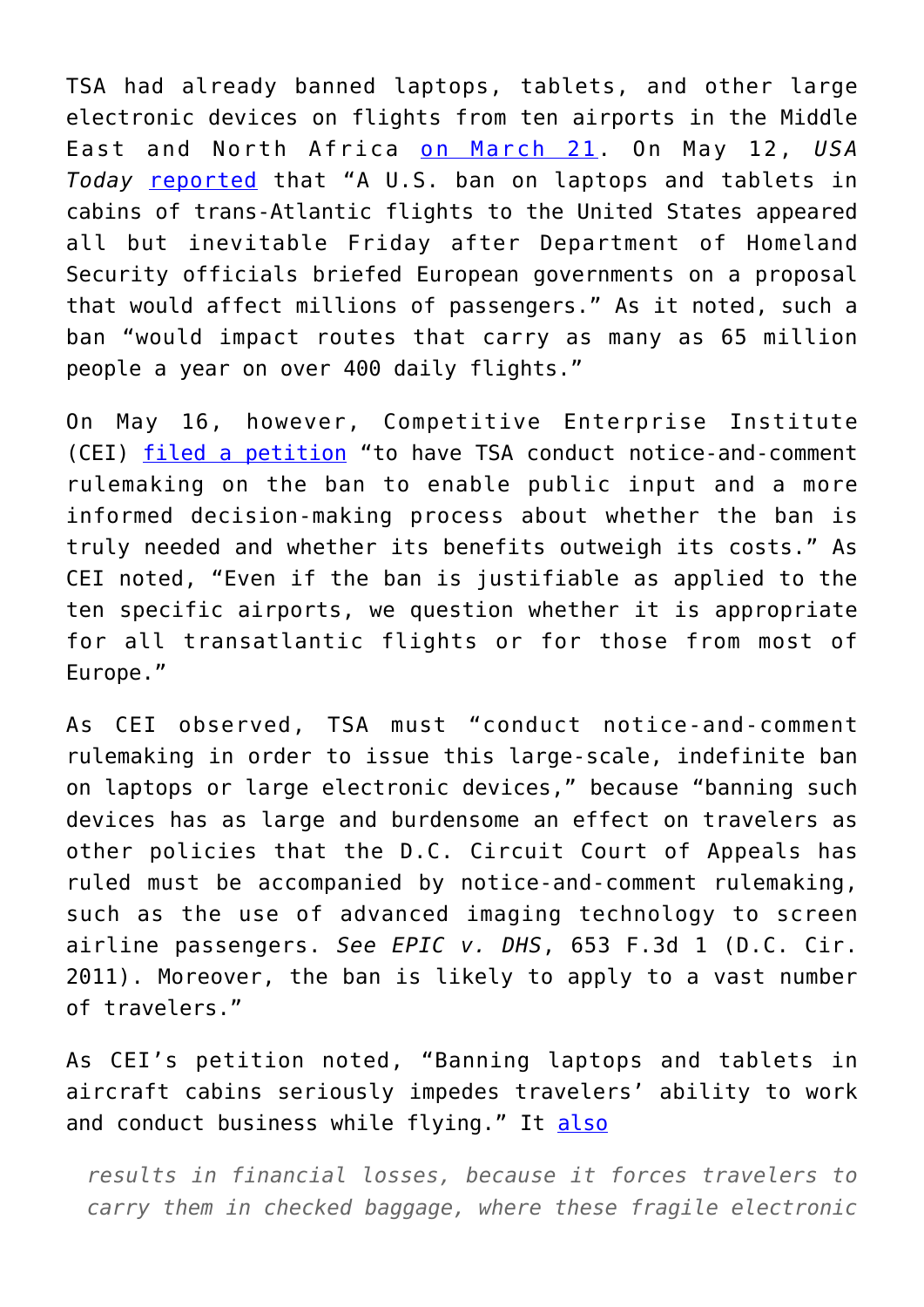TSA had already banned laptops, tablets, and other large electronic devices on flights from ten airports in the Middle East and North Africa on March 21. On May 12, *USA Today* reported that "A U.S. ban on laptops and tablets in cabins of trans-Atlantic flights to the United States appeared all but inevitable Friday after Department of Homeland Security officials briefed European governments on a proposal that would affect millions of passengers." As it noted, such a ban "would impact routes that carry as many as 65 million people a year on over 400 daily flights."

On May 16, however, Competitive Enterprise Institute (CEI) filed a petition "to have TSA conduct notice-and-comment rulemaking on the ban to enable public input and a more informed decision-making process about whether the ban is truly needed and whether its benefits outweigh its costs." As CEI noted, "Even if the ban is justifiable as applied to the ten specific airports, we question whether it is appropriate for all transatlantic flights or for those from most of Europe."

As CEI observed, TSA must "conduct notice-and-comment rulemaking in order to issue this large-scale, indefinite ban on laptops or large electronic devices," because "banning such devices has as large and burdensome an effect on travelers as other policies that the D.C. Circuit Court of Appeals has ruled must be accompanied by notice-and-comment rulemaking, such as the use of advanced imaging technology to screen airline passengers. *See EPIC v. DHS*, 653 F.3d 1 (D.C. Cir. 2011). Moreover, the ban is likely to apply to a vast number of travelers."

As CEI's petition noted, "Banning laptops and tablets in aircraft cabins seriously impedes travelers' ability to work and conduct business while flying." It also

> *results in financial losses, because it forces travelers to carry them in checked baggage, where these fragile electronic*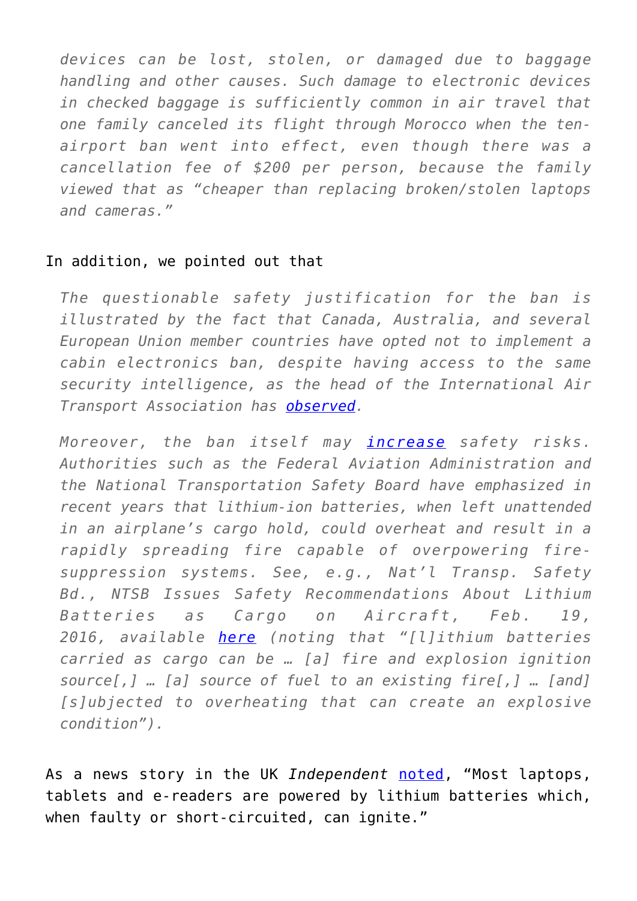> *devices can be lost, stolen, or damaged due to baggage handling and other causes. Such damage to electronic devices in checked baggage is sufficiently common in air travel that one family canceled its flight through Morocco when the ten-airport ban went into effect, even though there was a cancellation fee of $200 per person, because the family viewed that as "cheaper than replacing broken/stolen laptops and cameras."*

In addition, we pointed out that

> *The questionable safety justification for the ban is illustrated by the fact that Canada, Australia, and several European Union member countries have opted not to implement a cabin electronics ban, despite having access to the same security intelligence, as the head of the International Air Transport Association has observed.*
>
> *Moreover, the ban itself may increase safety risks. Authorities such as the Federal Aviation Administration and the National Transportation Safety Board have emphasized in recent years that lithium-ion batteries, when left unattended in an airplane's cargo hold, could overheat and result in a rapidly spreading fire capable of overpowering fire-suppression systems. See, e.g., Nat'l Transp. Safety Bd., NTSB Issues Safety Recommendations About Lithium Batteries as Cargo on Aircraft, Feb. 19, 2016, available here (noting that "[l]ithium batteries carried as cargo can be … [a] fire and explosion ignition source[,] … [a] source of fuel to an existing fire[,] … [and] [s]ubjected to overheating that can create an explosive condition").*

As a news story in the UK *Independent* noted, "Most laptops, tablets and e-readers are powered by lithium batteries which, when faulty or short-circuited, can ignite."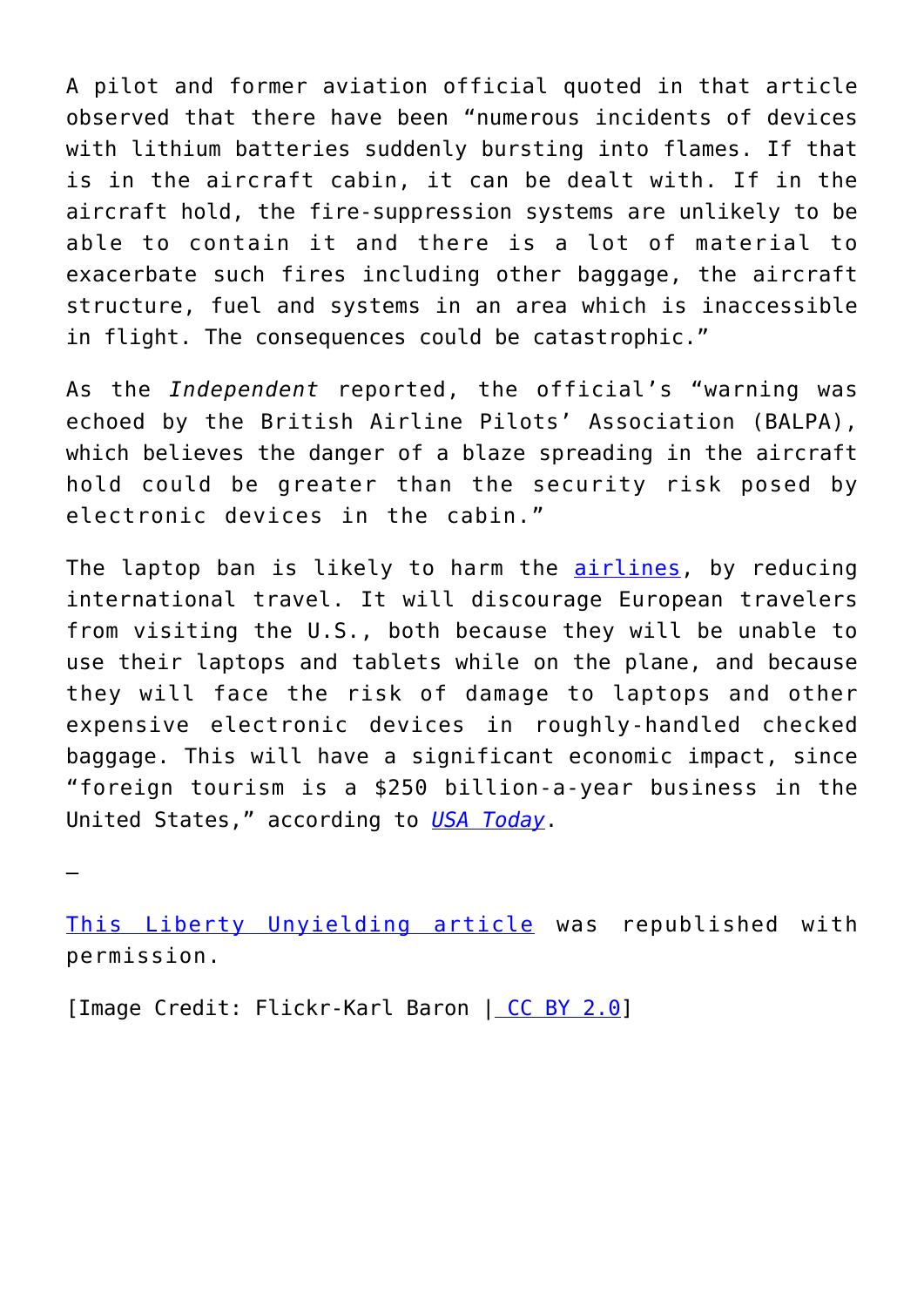A pilot and former aviation official quoted in that article observed that there have been "numerous incidents of devices with lithium batteries suddenly bursting into flames. If that is in the aircraft cabin, it can be dealt with. If in the aircraft hold, the fire-suppression systems are unlikely to be able to contain it and there is a lot of material to exacerbate such fires including other baggage, the aircraft structure, fuel and systems in an area which is inaccessible in flight. The consequences could be catastrophic."

As the *Independent* reported, the official's "warning was echoed by the British Airline Pilots' Association (BALPA), which believes the danger of a blaze spreading in the aircraft hold could be greater than the security risk posed by electronic devices in the cabin."

The laptop ban is likely to harm the airlines, by reducing international travel. It will discourage European travelers from visiting the U.S., both because they will be unable to use their laptops and tablets while on the plane, and because they will face the risk of damage to laptops and other expensive electronic devices in roughly-handled checked baggage. This will have a significant economic impact, since "foreign tourism is a $250 billion-a-year business in the United States," according to *USA Today*.

—

This Liberty Unyielding article was republished with permission.

[Image Credit: Flickr-Karl Baron | CC BY 2.0]